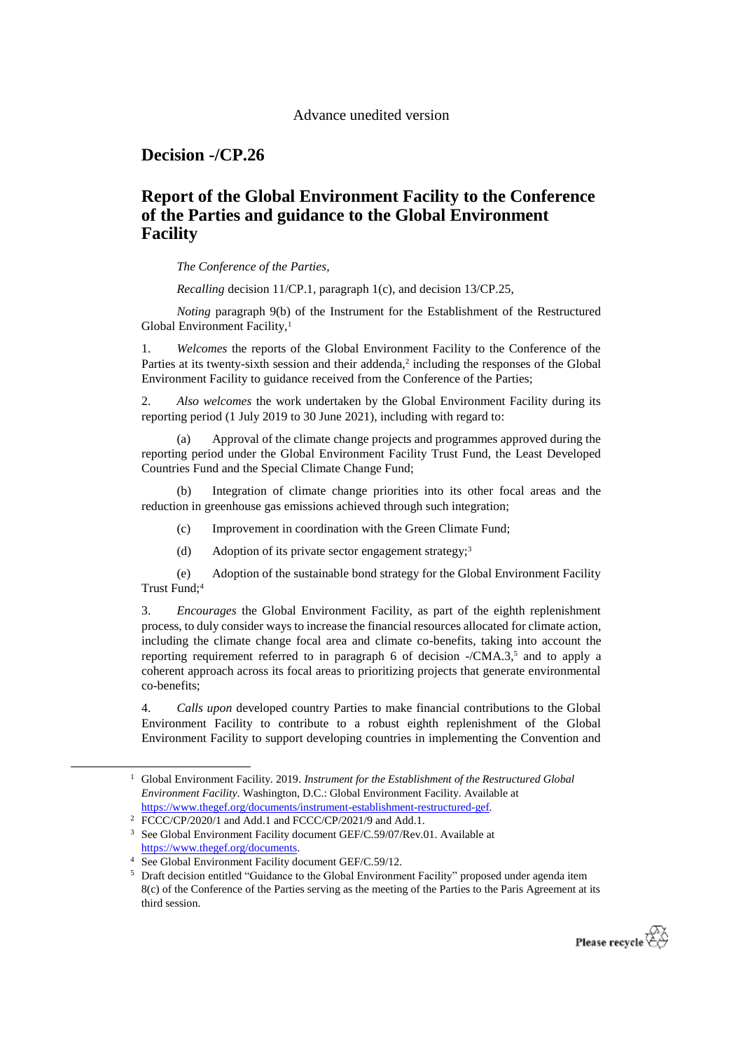Advance unedited version

# Decision -/CP.26

# Report of the Global Environment Facility to the Conference of the Parties and guidance to the Global Environment Facility

*The Conference of the Parties*,

*Recalling* decision 11/CP.1, paragraph 1(c), and decision 13/CP.25,

*Noting* paragraph 9(b) of the Instrument for the Establishment of the Restructured Global Environment Facility,[1]

1. *Welcomes* the reports of the Global Environment Facility to the Conference of the Parties at its twenty-sixth session and their addenda,[2] including the responses of the Global Environment Facility to guidance received from the Conference of the Parties;

2. *Also welcomes* the work undertaken by the Global Environment Facility during its reporting period (1 July 2019 to 30 June 2021), including with regard to:

(a) Approval of the climate change projects and programmes approved during the reporting period under the Global Environment Facility Trust Fund, the Least Developed Countries Fund and the Special Climate Change Fund;

(b) Integration of climate change priorities into its other focal areas and the reduction in greenhouse gas emissions achieved through such integration;

(c) Improvement in coordination with the Green Climate Fund;

(d) Adoption of its private sector engagement strategy;[3]

(e) Adoption of the sustainable bond strategy for the Global Environment Facility Trust Fund;[4]

3. *Encourages* the Global Environment Facility, as part of the eighth replenishment process, to duly consider ways to increase the financial resources allocated for climate action, including the climate change focal area and climate co-benefits, taking into account the reporting requirement referred to in paragraph 6 of decision -/CMA.3,[5] and to apply a coherent approach across its focal areas to prioritizing projects that generate environmental co-benefits;

4. *Calls upon* developed country Parties to make financial contributions to the Global Environment Facility to contribute to a robust eighth replenishment of the Global Environment Facility to support developing countries in implementing the Convention and

---

[1] Global Environment Facility. 2019. *Instrument for the Establishment of the Restructured Global Environment Facility*. Washington, D.C.: Global Environment Facility. Available at https://www.thegef.org/documents/instrument-establishment-restructured-gef.

[2] FCCC/CP/2020/1 and Add.1 and FCCC/CP/2021/9 and Add.1.

[3] See Global Environment Facility document GEF/C.59/07/Rev.01. Available at https://www.thegef.org/documents.

[4] See Global Environment Facility document GEF/C.59/12.

[5] Draft decision entitled "Guidance to the Global Environment Facility" proposed under agenda item 8(c) of the Conference of the Parties serving as the meeting of the Parties to the Paris Agreement at its third session.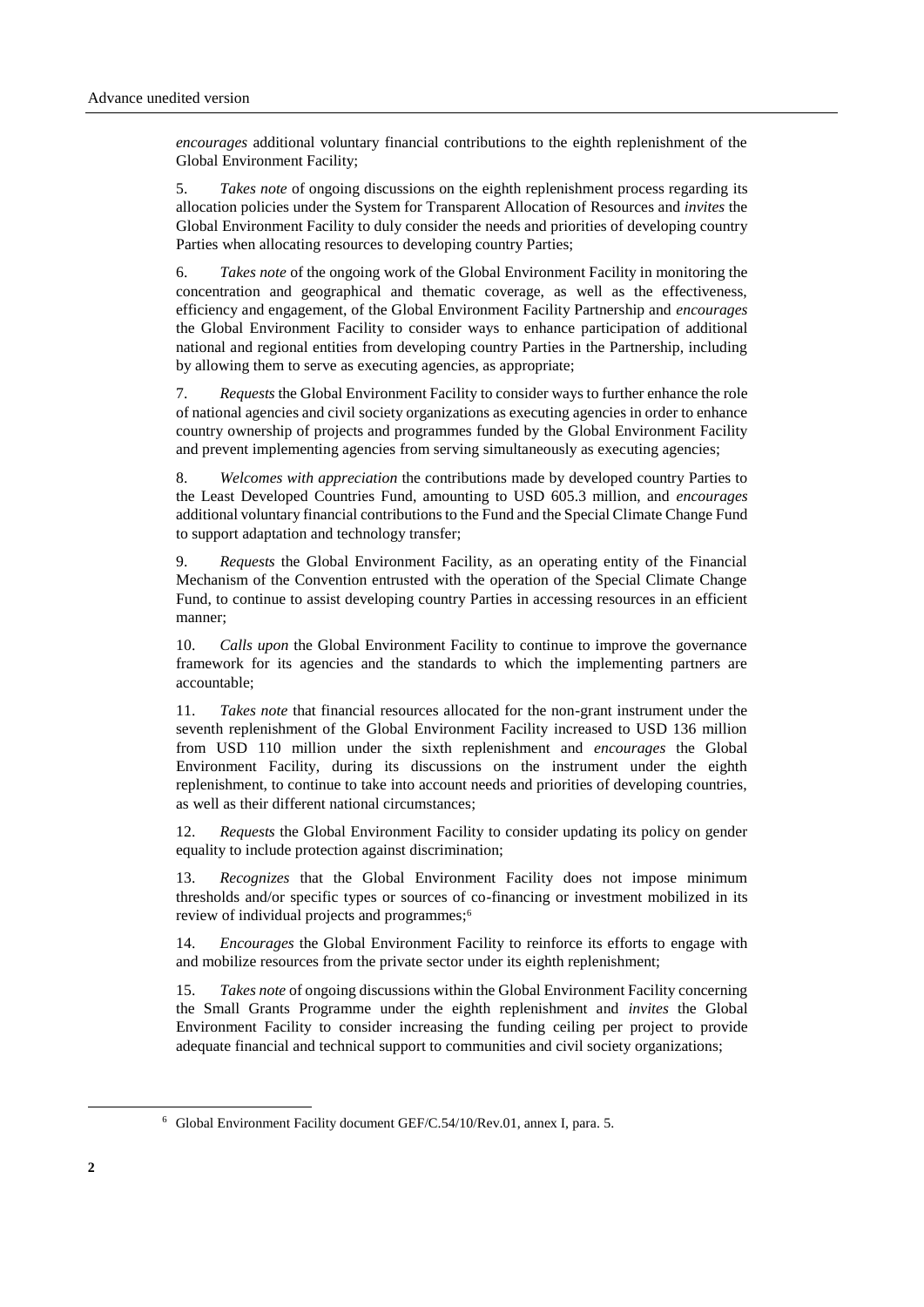*encourages* additional voluntary financial contributions to the eighth replenishment of the Global Environment Facility;

5. *Takes note* of ongoing discussions on the eighth replenishment process regarding its allocation policies under the System for Transparent Allocation of Resources and *invites* the Global Environment Facility to duly consider the needs and priorities of developing country Parties when allocating resources to developing country Parties;

6. *Takes note* of the ongoing work of the Global Environment Facility in monitoring the concentration and geographical and thematic coverage, as well as the effectiveness, efficiency and engagement, of the Global Environment Facility Partnership and *encourages* the Global Environment Facility to consider ways to enhance participation of additional national and regional entities from developing country Parties in the Partnership, including by allowing them to serve as executing agencies, as appropriate;

7. *Requests* the Global Environment Facility to consider ways to further enhance the role of national agencies and civil society organizations as executing agencies in order to enhance country ownership of projects and programmes funded by the Global Environment Facility and prevent implementing agencies from serving simultaneously as executing agencies;

8. *Welcomes with appreciation* the contributions made by developed country Parties to the Least Developed Countries Fund, amounting to USD 605.3 million, and *encourages* additional voluntary financial contributions to the Fund and the Special Climate Change Fund to support adaptation and technology transfer;

9. *Requests* the Global Environment Facility, as an operating entity of the Financial Mechanism of the Convention entrusted with the operation of the Special Climate Change Fund, to continue to assist developing country Parties in accessing resources in an efficient manner;

10. *Calls upon* the Global Environment Facility to continue to improve the governance framework for its agencies and the standards to which the implementing partners are accountable;

11. *Takes note* that financial resources allocated for the non-grant instrument under the seventh replenishment of the Global Environment Facility increased to USD 136 million from USD 110 million under the sixth replenishment and *encourages* the Global Environment Facility, during its discussions on the instrument under the eighth replenishment, to continue to take into account needs and priorities of developing countries, as well as their different national circumstances;

12. *Requests* the Global Environment Facility to consider updating its policy on gender equality to include protection against discrimination;

13. *Recognizes* that the Global Environment Facility does not impose minimum thresholds and/or specific types or sources of co-financing or investment mobilized in its review of individual projects and programmes;[6]

14. *Encourages* the Global Environment Facility to reinforce its efforts to engage with and mobilize resources from the private sector under its eighth replenishment;

15. *Takes note* of ongoing discussions within the Global Environment Facility concerning the Small Grants Programme under the eighth replenishment and *invites* the Global Environment Facility to consider increasing the funding ceiling per project to provide adequate financial and technical support to communities and civil society organizations;

[6] Global Environment Facility document GEF/C.54/10/Rev.01, annex I, para. 5.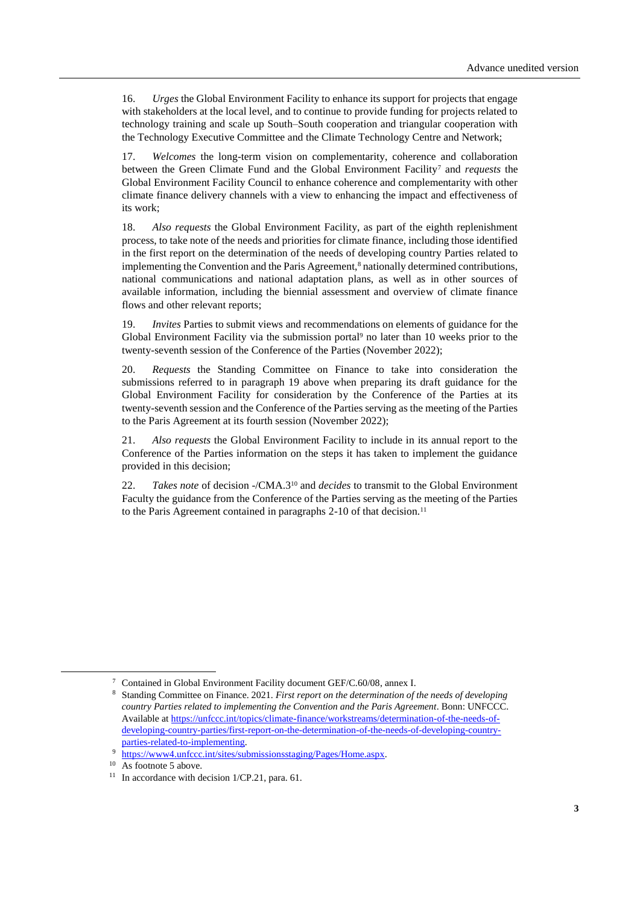16. *Urges* the Global Environment Facility to enhance its support for projects that engage with stakeholders at the local level, and to continue to provide funding for projects related to technology training and scale up South–South cooperation and triangular cooperation with the Technology Executive Committee and the Climate Technology Centre and Network;

17. *Welcomes* the long-term vision on complementarity, coherence and collaboration between the Green Climate Fund and the Global Environment Facility[7] and *requests* the Global Environment Facility Council to enhance coherence and complementarity with other climate finance delivery channels with a view to enhancing the impact and effectiveness of its work;

18. *Also requests* the Global Environment Facility, as part of the eighth replenishment process, to take note of the needs and priorities for climate finance, including those identified in the first report on the determination of the needs of developing country Parties related to implementing the Convention and the Paris Agreement,[8] nationally determined contributions, national communications and national adaptation plans, as well as in other sources of available information, including the biennial assessment and overview of climate finance flows and other relevant reports;

19. *Invites* Parties to submit views and recommendations on elements of guidance for the Global Environment Facility via the submission portal[9] no later than 10 weeks prior to the twenty-seventh session of the Conference of the Parties (November 2022);

20. *Requests* the Standing Committee on Finance to take into consideration the submissions referred to in paragraph 19 above when preparing its draft guidance for the Global Environment Facility for consideration by the Conference of the Parties at its twenty-seventh session and the Conference of the Parties serving as the meeting of the Parties to the Paris Agreement at its fourth session (November 2022);

21. *Also requests* the Global Environment Facility to include in its annual report to the Conference of the Parties information on the steps it has taken to implement the guidance provided in this decision;

22. *Takes note* of decision -/CMA.3[10] and *decides* to transmit to the Global Environment Faculty the guidance from the Conference of the Parties serving as the meeting of the Parties to the Paris Agreement contained in paragraphs 2-10 of that decision.[11]

---

[7] Contained in Global Environment Facility document GEF/C.60/08, annex I.

[8] Standing Committee on Finance. 2021. *First report on the determination of the needs of developing country Parties related to implementing the Convention and the Paris Agreement*. Bonn: UNFCCC. Available at https://unfccc.int/topics/climate-finance/workstreams/determination-of-the-needs-of-developing-country-parties/first-report-on-the-determination-of-the-needs-of-developing-country-parties-related-to-implementing.

[9] https://www4.unfccc.int/sites/submissionsstaging/Pages/Home.aspx.

[10] As footnote 5 above.

[11] In accordance with decision 1/CP.21, para. 61.